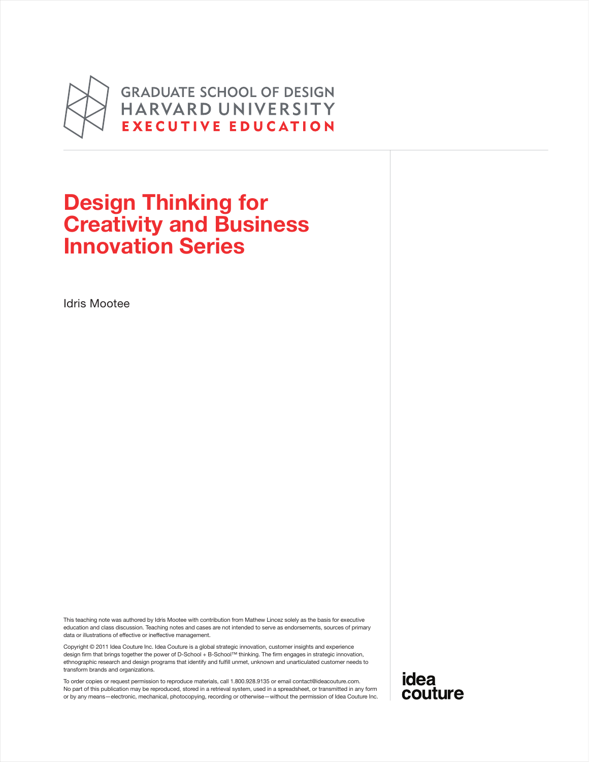GRADUATE SCHOOL OF DESIGN
HARVARD UNIVERSITY
EXECUTIVE EDUCATION

# Design Thinking for Creativity and Business Innovation Series

Idris Mootee

This teaching note was authored by Idris Mootee with contribution from Mathew Lincez solely as the basis for executive education and class discussion. Teaching notes and cases are not intended to serve as endorsements, sources of primary data or illustrations of effective or ineffective management.

Copyright © 2011 Idea Couture Inc. Idea Couture is a global strategic innovation, customer insights and experience design firm that brings together the power of D-School + B-School™ thinking. The firm engages in strategic innovation, ethnographic research and design programs that identify and fulfill unmet, unknown and unarticulated customer needs to transform brands and organizations.

To order copies or request permission to reproduce materials, call 1.800.928.9135 or email contact@ideacouture.com. No part of this publication may be reproduced, stored in a retrieval system, used in a spreadsheet, or transmitted in any form or by any means—electronic, mechanical, photocopying, recording or otherwise—without the permission of Idea Couture Inc.

idea couture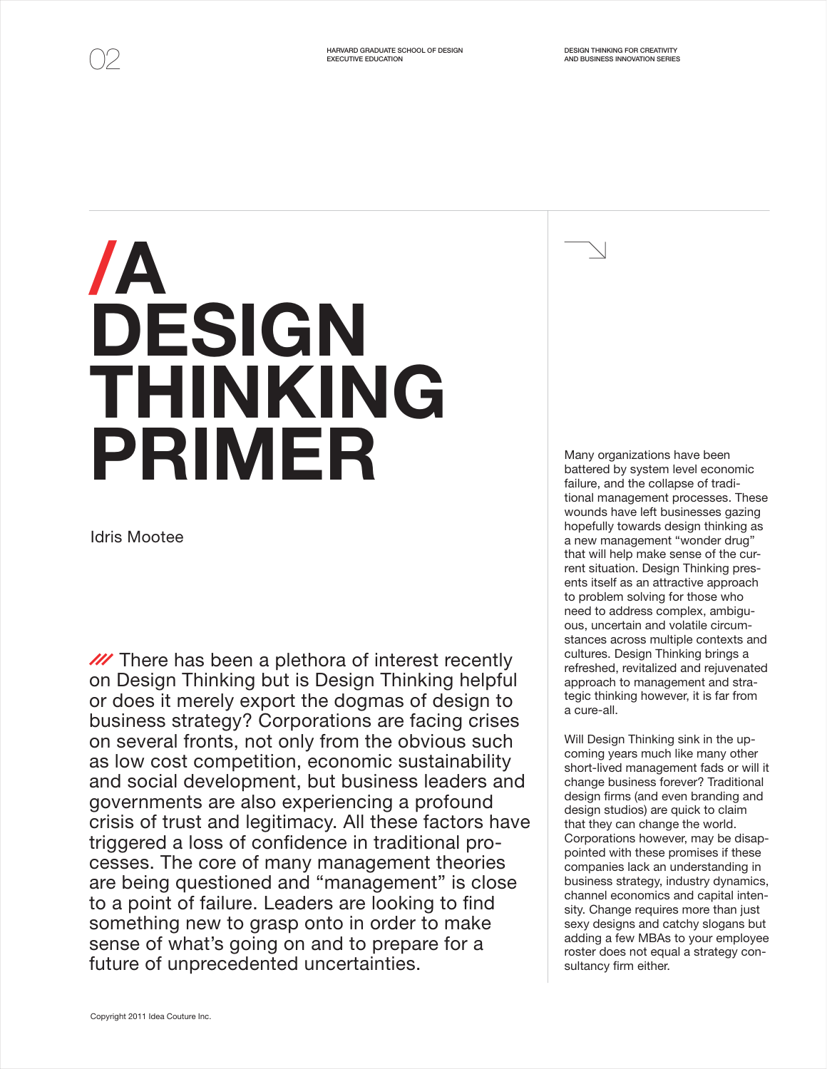# /A DESIGN THINKING PRIMER

Idris Mootee

/// There has been a plethora of interest recently on Design Thinking but is Design Thinking helpful or does it merely export the dogmas of design to business strategy? Corporations are facing crises on several fronts, not only from the obvious such as low cost competition, economic sustainability and social development, but business leaders and governments are also experiencing a profound crisis of trust and legitimacy. All these factors have triggered a loss of confidence in traditional processes. The core of many management theories are being questioned and "management" is close to a point of failure. Leaders are looking to find something new to grasp onto in order to make sense of what's going on and to prepare for a future of unprecedented uncertainties.

Many organizations have been battered by system level economic failure, and the collapse of traditional management processes. These wounds have left businesses gazing hopefully towards design thinking as a new management "wonder drug" that will help make sense of the current situation. Design Thinking presents itself as an attractive approach to problem solving for those who need to address complex, ambiguous, uncertain and volatile circumstances across multiple contexts and cultures. Design Thinking brings a refreshed, revitalized and rejuvenated approach to management and strategic thinking however, it is far from a cure-all.

Will Design Thinking sink in the upcoming years much like many other short-lived management fads or will it change business forever? Traditional design firms (and even branding and design studios) are quick to claim that they can change the world. Corporations however, may be disappointed with these promises if these companies lack an understanding in business strategy, industry dynamics, channel economics and capital intensity. Change requires more than just sexy designs and catchy slogans but adding a few MBAs to your employee roster does not equal a strategy consultancy firm either.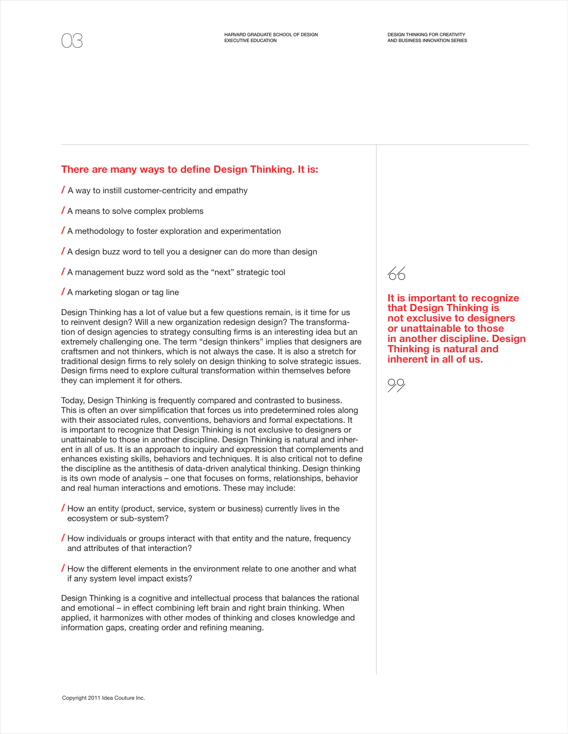## There are many ways to define Design Thinking. It is:

/ A way to instill customer-centricity and empathy

/ A means to solve complex problems

/ A methodology to foster exploration and experimentation

/ A design buzz word to tell you a designer can do more than design

/ A management buzz word sold as the “next” strategic tool

/ A marketing slogan or tag line

Design Thinking has a lot of value but a few questions remain, is it time for us to reinvent design? Will a new organization redesign design? The transformation of design agencies to strategy consulting firms is an interesting idea but an extremely challenging one. The term “design thinkers” implies that designers are craftsmen and not thinkers, which is not always the case. It is also a stretch for traditional design firms to rely solely on design thinking to solve strategic issues. Design firms need to explore cultural transformation within themselves before they can implement it for others.

Today, Design Thinking is frequently compared and contrasted to business. This is often an over simplification that forces us into predetermined roles along with their associated rules, conventions, behaviors and formal expectations. It is important to recognize that Design Thinking is not exclusive to designers or unattainable to those in another discipline. Design Thinking is natural and inherent in all of us. It is an approach to inquiry and expression that complements and enhances existing skills, behaviors and techniques. It is also critical not to define the discipline as the antithesis of data-driven analytical thinking. Design thinking is its own mode of analysis – one that focuses on forms, relationships, behavior and real human interactions and emotions. These may include:

/ How an entity (product, service, system or business) currently lives in the ecosystem or sub-system?

/ How individuals or groups interact with that entity and the nature, frequency and attributes of that interaction?

/ How the different elements in the environment relate to one another and what if any system level impact exists?

Design Thinking is a cognitive and intellectual process that balances the rational and emotional – in effect combining left brain and right brain thinking. When applied, it harmonizes with other modes of thinking and closes knowledge and information gaps, creating order and refining meaning.

> **It is important to recognize that Design Thinking is not exclusive to designers or unattainable to those in another discipline. Design Thinking is natural and inherent in all of us.**

Copyright 2011 Idea Couture Inc.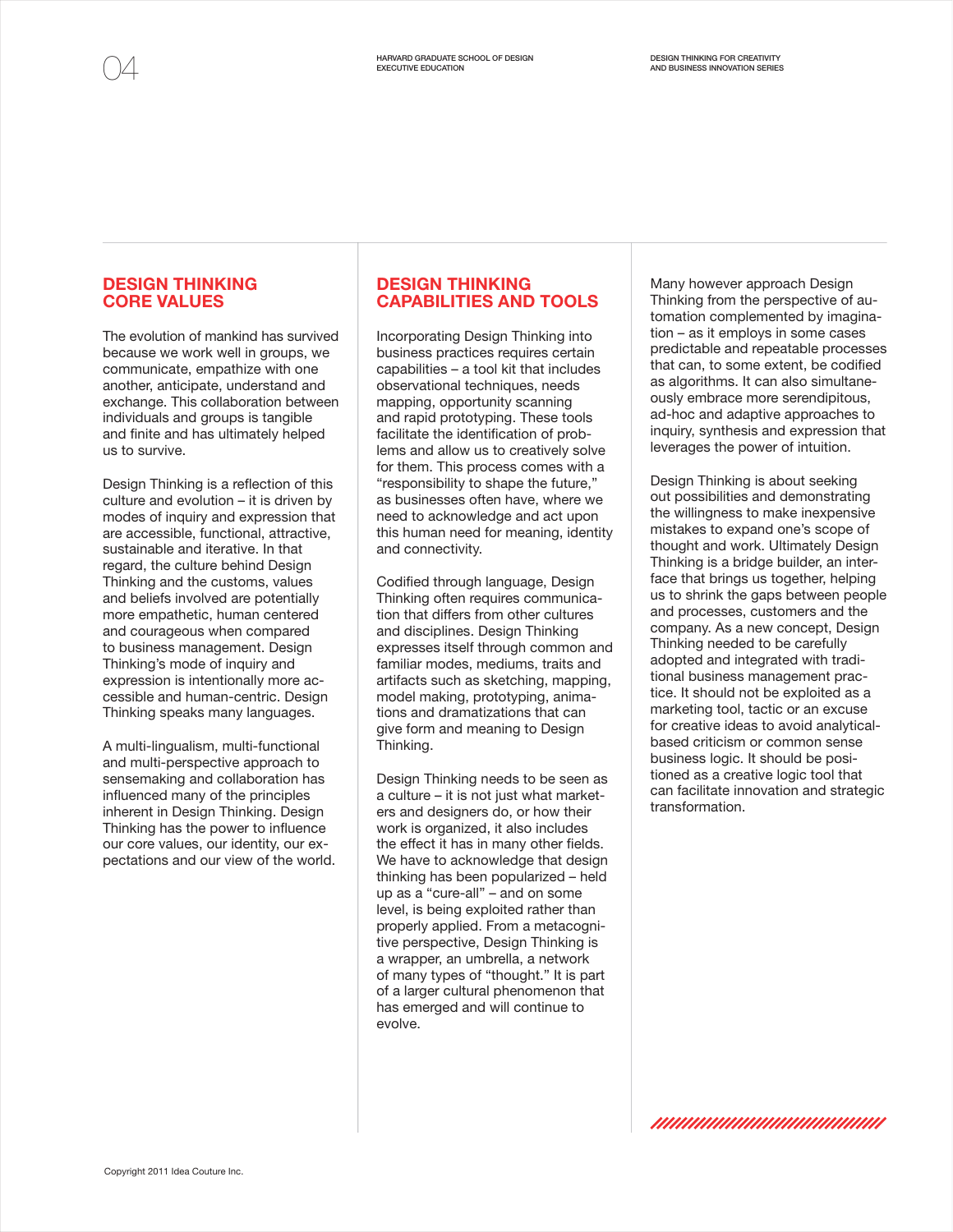## DESIGN THINKING CORE VALUES

The evolution of mankind has survived because we work well in groups, we communicate, empathize with one another, anticipate, understand and exchange. This collaboration between individuals and groups is tangible and finite and has ultimately helped us to survive.

Design Thinking is a reflection of this culture and evolution – it is driven by modes of inquiry and expression that are accessible, functional, attractive, sustainable and iterative. In that regard, the culture behind Design Thinking and the customs, values and beliefs involved are potentially more empathetic, human centered and courageous when compared to business management. Design Thinking's mode of inquiry and expression is intentionally more accessible and human-centric. Design Thinking speaks many languages.

A multi-lingualism, multi-functional and multi-perspective approach to sensemaking and collaboration has influenced many of the principles inherent in Design Thinking. Design Thinking has the power to influence our core values, our identity, our expectations and our view of the world.

## DESIGN THINKING CAPABILITIES AND TOOLS

Incorporating Design Thinking into business practices requires certain capabilities – a tool kit that includes observational techniques, needs mapping, opportunity scanning and rapid prototyping. These tools facilitate the identification of problems and allow us to creatively solve for them. This process comes with a "responsibility to shape the future," as businesses often have, where we need to acknowledge and act upon this human need for meaning, identity and connectivity.

Codified through language, Design Thinking often requires communication that differs from other cultures and disciplines. Design Thinking expresses itself through common and familiar modes, mediums, traits and artifacts such as sketching, mapping, model making, prototyping, animations and dramatizations that can give form and meaning to Design Thinking.

Design Thinking needs to be seen as a culture – it is not just what marketers and designers do, or how their work is organized, it also includes the effect it has in many other fields. We have to acknowledge that design thinking has been popularized – held up as a "cure-all" – and on some level, is being exploited rather than properly applied. From a metacognitive perspective, Design Thinking is a wrapper, an umbrella, a network of many types of "thought." It is part of a larger cultural phenomenon that has emerged and will continue to evolve.

Many however approach Design Thinking from the perspective of automation complemented by imagination – as it employs in some cases predictable and repeatable processes that can, to some extent, be codified as algorithms. It can also simultaneously embrace more serendipitous, ad-hoc and adaptive approaches to inquiry, synthesis and expression that leverages the power of intuition.

Design Thinking is about seeking out possibilities and demonstrating the willingness to make inexpensive mistakes to expand one's scope of thought and work. Ultimately Design Thinking is a bridge builder, an interface that brings us together, helping us to shrink the gaps between people and processes, customers and the company. As a new concept, Design Thinking needed to be carefully adopted and integrated with traditional business management practice. It should not be exploited as a marketing tool, tactic or an excuse for creative ideas to avoid analytical-based criticism or common sense business logic. It should be positioned as a creative logic tool that can facilitate innovation and strategic transformation.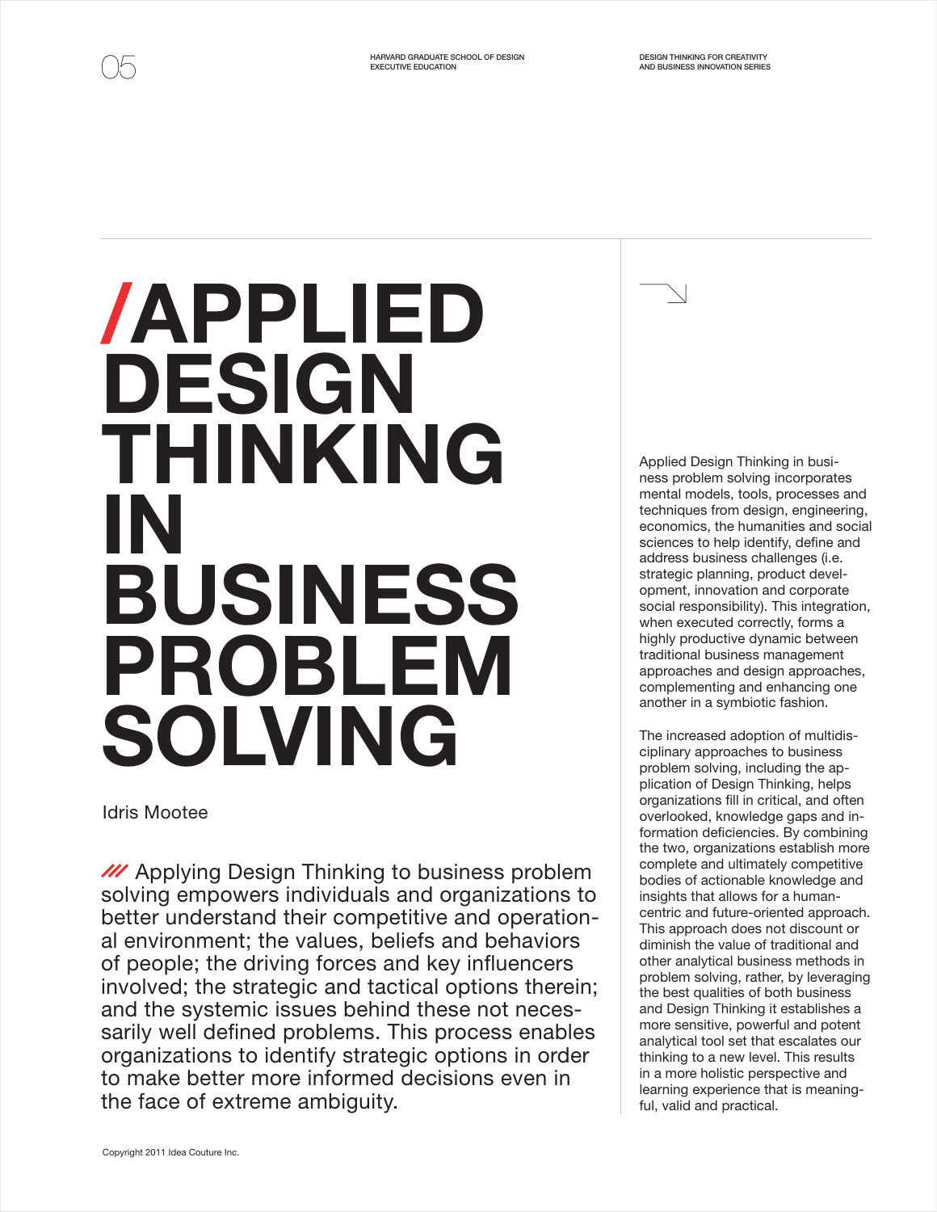# /APPLIED DESIGN THINKING IN BUSINESS PROBLEM SOLVING

Idris Mootee

/// Applying Design Thinking to business problem solving empowers individuals and organizations to better understand their competitive and operational environment; the values, beliefs and behaviors of people; the driving forces and key influencers involved; the strategic and tactical options therein; and the systemic issues behind these not necessarily well defined problems. This process enables organizations to identify strategic options in order to make better more informed decisions even in the face of extreme ambiguity.

Applied Design Thinking in business problem solving incorporates mental models, tools, processes and techniques from design, engineering, economics, the humanities and social sciences to help identify, define and address business challenges (i.e. strategic planning, product development, innovation and corporate social responsibility). This integration, when executed correctly, forms a highly productive dynamic between traditional business management approaches and design approaches, complementing and enhancing one another in a symbiotic fashion.

The increased adoption of multidisciplinary approaches to business problem solving, including the application of Design Thinking, helps organizations fill in critical, and often overlooked, knowledge gaps and information deficiencies. By combining the two, organizations establish more complete and ultimately competitive bodies of actionable knowledge and insights that allows for a human-centric and future-oriented approach. This approach does not discount or diminish the value of traditional and other analytical business methods in problem solving, rather, by leveraging the best qualities of both business and Design Thinking it establishes a more sensitive, powerful and potent analytical tool set that escalates our thinking to a new level. This results in a more holistic perspective and learning experience that is meaningful, valid and practical.

Copyright 2011 Idea Couture Inc.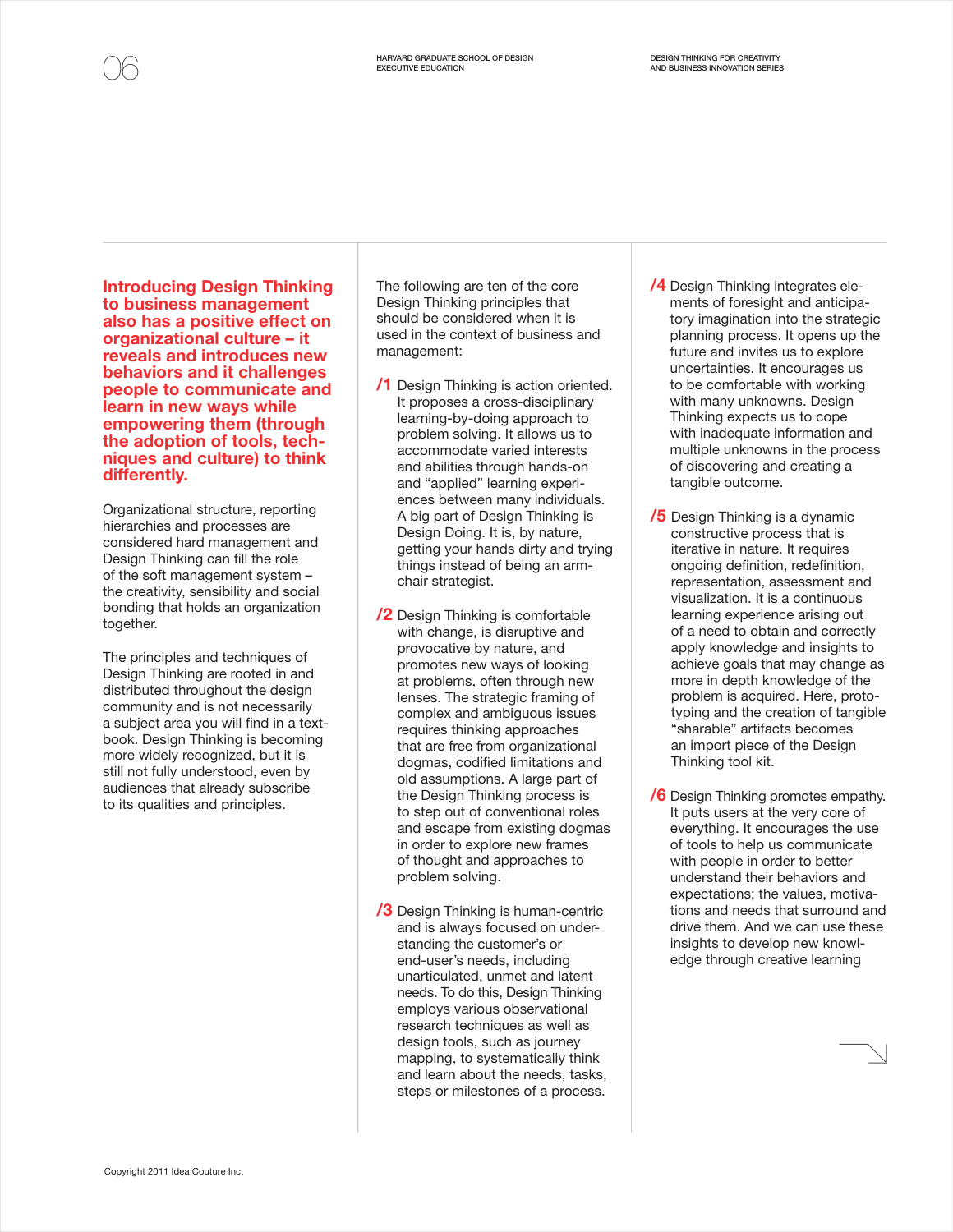**Introducing Design Thinking to business management also has a positive effect on organizational culture – it reveals and introduces new behaviors and it challenges people to communicate and learn in new ways while empowering them (through the adoption of tools, techniques and culture) to think differently.**

Organizational structure, reporting hierarchies and processes are considered hard management and Design Thinking can fill the role of the soft management system – the creativity, sensibility and social bonding that holds an organization together.

The principles and techniques of Design Thinking are rooted in and distributed throughout the design community and is not necessarily a subject area you will find in a textbook. Design Thinking is becoming more widely recognized, but it is still not fully understood, even by audiences that already subscribe to its qualities and principles.

The following are ten of the core Design Thinking principles that should be considered when it is used in the context of business and management:

**/1** Design Thinking is action oriented. It proposes a cross-disciplinary learning-by-doing approach to problem solving. It allows us to accommodate varied interests and abilities through hands-on and "applied" learning experiences between many individuals. A big part of Design Thinking is Design Doing. It is, by nature, getting your hands dirty and trying things instead of being an armchair strategist.

**/2** Design Thinking is comfortable with change, is disruptive and provocative by nature, and promotes new ways of looking at problems, often through new lenses. The strategic framing of complex and ambiguous issues requires thinking approaches that are free from organizational dogmas, codified limitations and old assumptions. A large part of the Design Thinking process is to step out of conventional roles and escape from existing dogmas in order to explore new frames of thought and approaches to problem solving.

**/3** Design Thinking is human-centric and is always focused on understanding the customer's or end-user's needs, including unarticulated, unmet and latent needs. To do this, Design Thinking employs various observational research techniques as well as design tools, such as journey mapping, to systematically think and learn about the needs, tasks, steps or milestones of a process.

**/4** Design Thinking integrates elements of foresight and anticipatory imagination into the strategic planning process. It opens up the future and invites us to explore uncertainties. It encourages us to be comfortable with working with many unknowns. Design Thinking expects us to cope with inadequate information and multiple unknowns in the process of discovering and creating a tangible outcome.

**/5** Design Thinking is a dynamic constructive process that is iterative in nature. It requires ongoing definition, redefinition, representation, assessment and visualization. It is a continuous learning experience arising out of a need to obtain and correctly apply knowledge and insights to achieve goals that may change as more in depth knowledge of the problem is acquired. Here, prototyping and the creation of tangible "sharable" artifacts becomes an import piece of the Design Thinking tool kit.

**/6** Design Thinking promotes empathy. It puts users at the very core of everything. It encourages the use of tools to help us communicate with people in order to better understand their behaviors and expectations; the values, motivations and needs that surround and drive them. And we can use these insights to develop new knowledge through creative learning

Copyright 2011 Idea Couture Inc.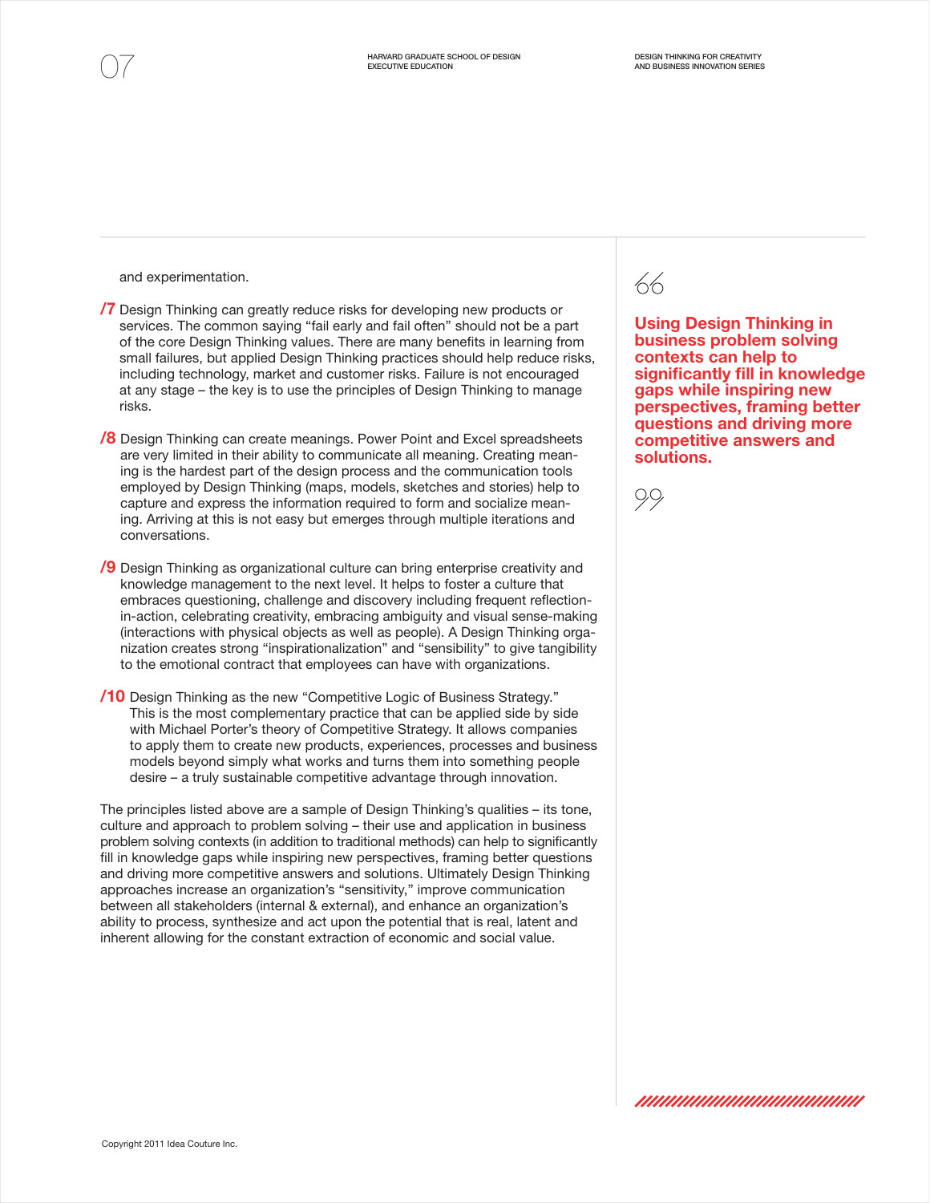and experimentation.

**/7** Design Thinking can greatly reduce risks for developing new products or services. The common saying "fail early and fail often" should not be a part of the core Design Thinking values. There are many benefits in learning from small failures, but applied Design Thinking practices should help reduce risks, including technology, market and customer risks. Failure is not encouraged at any stage – the key is to use the principles of Design Thinking to manage risks.

**/8** Design Thinking can create meanings. Power Point and Excel spreadsheets are very limited in their ability to communicate all meaning. Creating meaning is the hardest part of the design process and the communication tools employed by Design Thinking (maps, models, sketches and stories) help to capture and express the information required to form and socialize meaning. Arriving at this is not easy but emerges through multiple iterations and conversations.

**/9** Design Thinking as organizational culture can bring enterprise creativity and knowledge management to the next level. It helps to foster a culture that embraces questioning, challenge and discovery including frequent reflection-in-action, celebrating creativity, embracing ambiguity and visual sense-making (interactions with physical objects as well as people). A Design Thinking organization creates strong "inspirationalization" and "sensibility" to give tangibility to the emotional contract that employees can have with organizations.

**/10** Design Thinking as the new "Competitive Logic of Business Strategy." This is the most complementary practice that can be applied side by side with Michael Porter's theory of Competitive Strategy. It allows companies to apply them to create new products, experiences, processes and business models beyond simply what works and turns them into something people desire – a truly sustainable competitive advantage through innovation.

The principles listed above are a sample of Design Thinking's qualities – its tone, culture and approach to problem solving – their use and application in business problem solving contexts (in addition to traditional methods) can help to significantly fill in knowledge gaps while inspiring new perspectives, framing better questions and driving more competitive answers and solutions. Ultimately Design Thinking approaches increase an organization's "sensitivity," improve communication between all stakeholders (internal & external), and enhance an organization's ability to process, synthesize and act upon the potential that is real, latent and inherent allowing for the constant extraction of economic and social value.

> **Using Design Thinking in business problem solving contexts can help to significantly fill in knowledge gaps while inspiring new perspectives, framing better questions and driving more competitive answers and solutions.**

Copyright 2011 Idea Couture Inc.